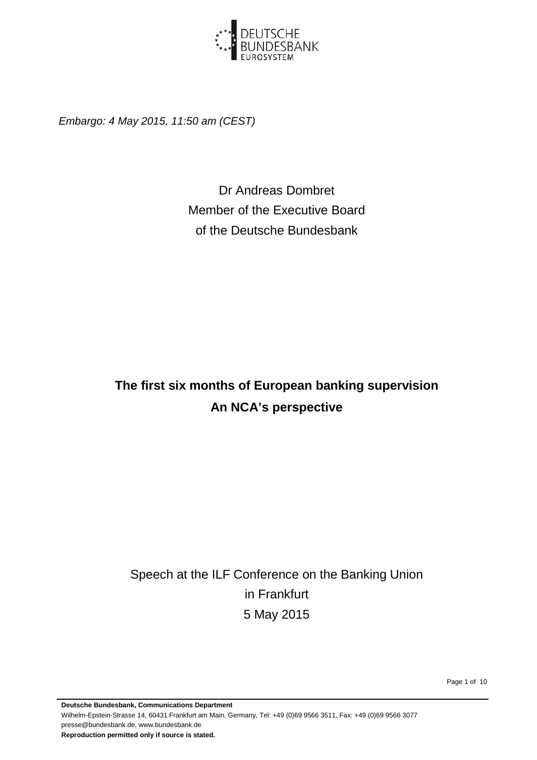DEUTSCHE BUNDESBANK
EUROSYSTEM

*Embargo: 4 May 2015, 11:50 am (CEST)*

Dr Andreas Dombret
Member of the Executive Board
of the Deutsche Bundesbank

# The first six months of European banking supervision
## An NCA's perspective

Speech at the ILF Conference on the Banking Union
in Frankfurt
5 May 2015

**Deutsche Bundesbank, Communications Department**
Wilhelm-Epstein-Strasse 14, 60431 Frankfurt am Main, Germany, Tel: +49 (0)69 9566 3511, Fax: +49 (0)69 9566 3077
presse@bundesbank.de, www.bundesbank.de
**Reproduction permitted only if source is stated.**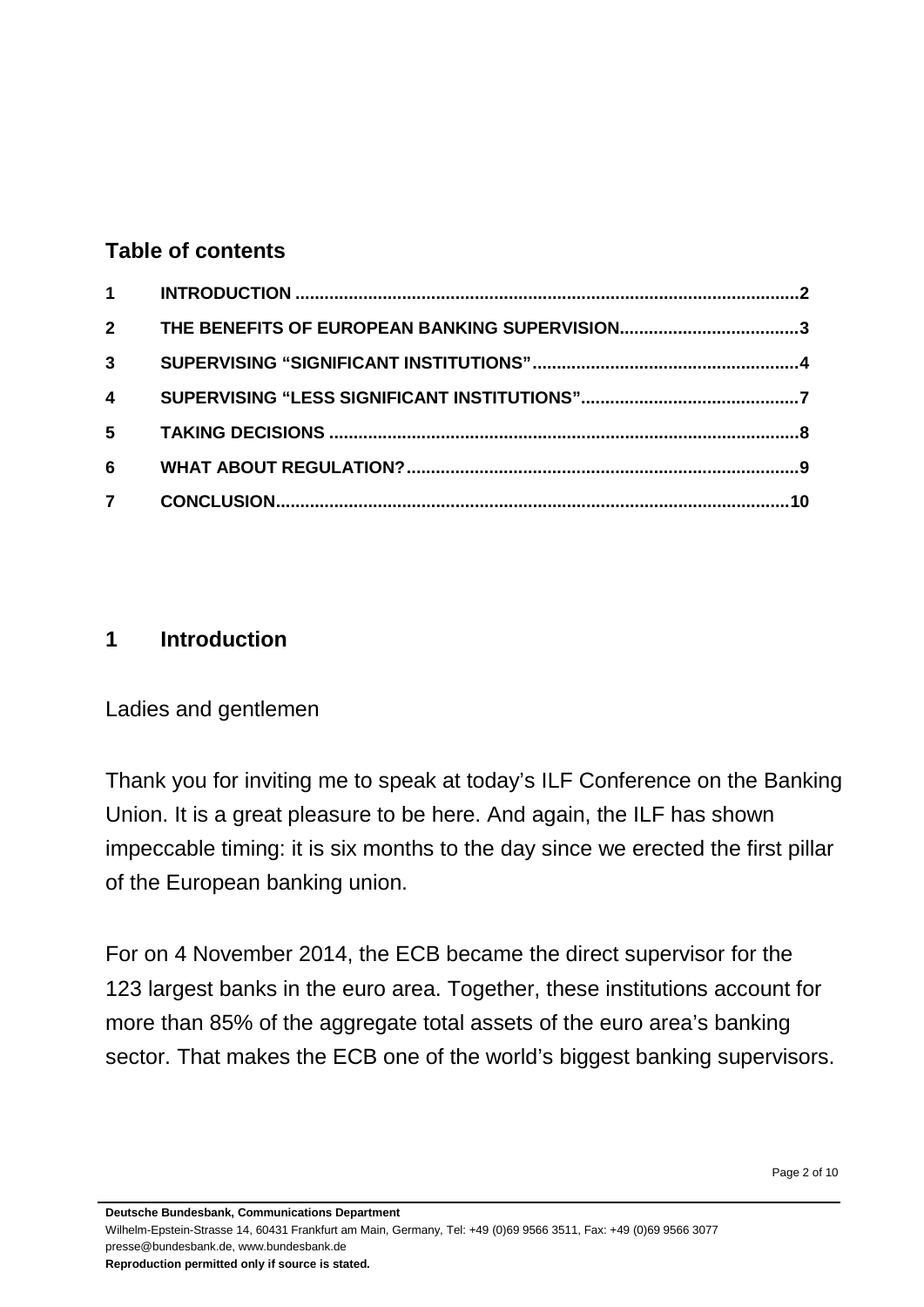## Table of contents

| | | |
|---|---|---|
| 1 | INTRODUCTION | 2 |
| 2 | THE BENEFITS OF EUROPEAN BANKING SUPERVISION | 3 |
| 3 | SUPERVISING "SIGNIFICANT INSTITUTIONS" | 4 |
| 4 | SUPERVISING "LESS SIGNIFICANT INSTITUTIONS" | 7 |
| 5 | TAKING DECISIONS | 8 |
| 6 | WHAT ABOUT REGULATION? | 9 |
| 7 | CONCLUSION | 10 |

## 1 Introduction

Ladies and gentlemen

Thank you for inviting me to speak at today's ILF Conference on the Banking Union. It is a great pleasure to be here. And again, the ILF has shown impeccable timing: it is six months to the day since we erected the first pillar of the European banking union.

For on 4 November 2014, the ECB became the direct supervisor for the 123 largest banks in the euro area. Together, these institutions account for more than 85% of the aggregate total assets of the euro area's banking sector. That makes the ECB one of the world's biggest banking supervisors.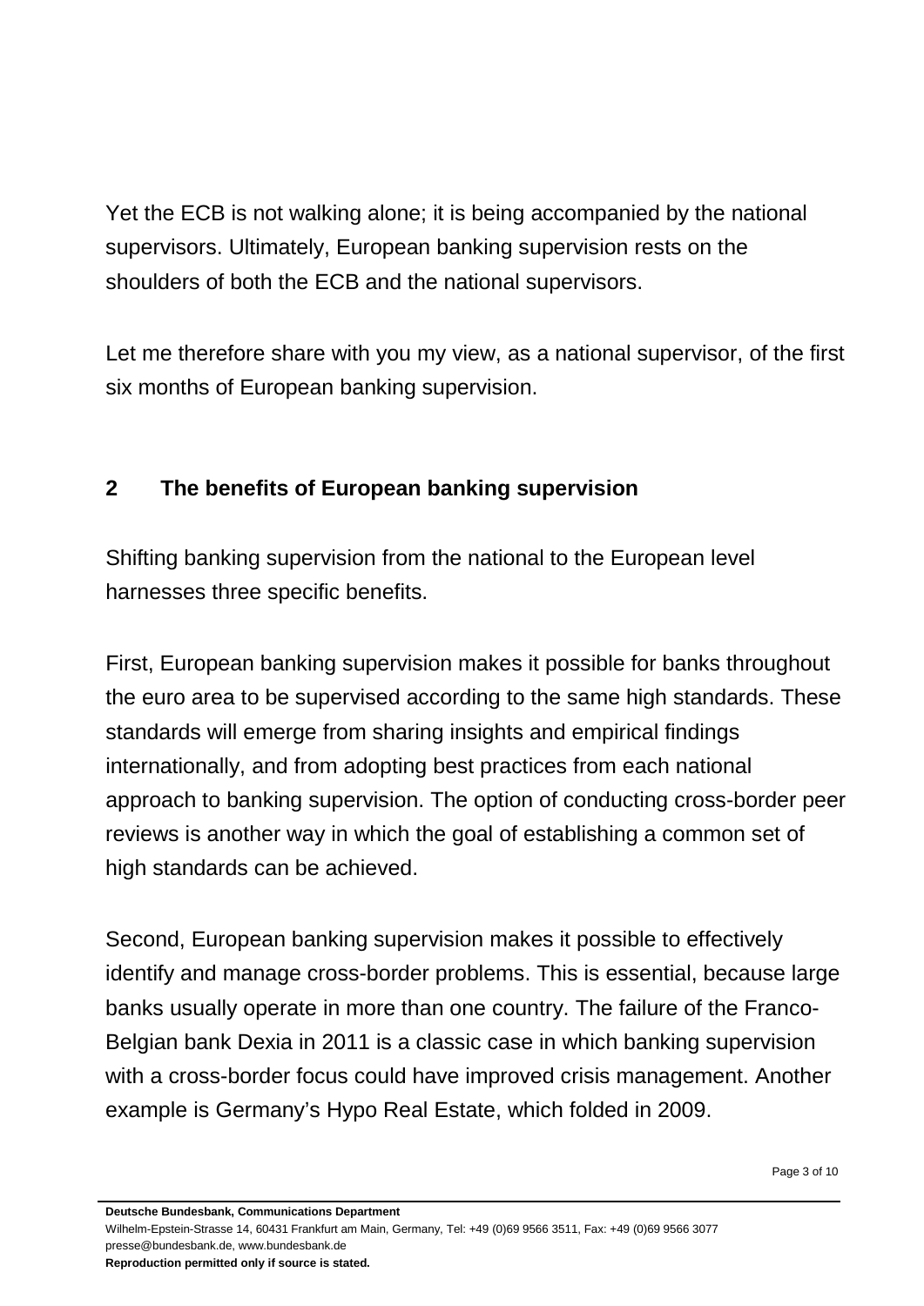Yet the ECB is not walking alone; it is being accompanied by the national supervisors. Ultimately, European banking supervision rests on the shoulders of both the ECB and the national supervisors.

Let me therefore share with you my view, as a national supervisor, of the first six months of European banking supervision.

## 2 The benefits of European banking supervision

Shifting banking supervision from the national to the European level harnesses three specific benefits.

First, European banking supervision makes it possible for banks throughout the euro area to be supervised according to the same high standards. These standards will emerge from sharing insights and empirical findings internationally, and from adopting best practices from each national approach to banking supervision. The option of conducting cross-border peer reviews is another way in which the goal of establishing a common set of high standards can be achieved.

Second, European banking supervision makes it possible to effectively identify and manage cross-border problems. This is essential, because large banks usually operate in more than one country. The failure of the Franco-Belgian bank Dexia in 2011 is a classic case in which banking supervision with a cross-border focus could have improved crisis management. Another example is Germany's Hypo Real Estate, which folded in 2009.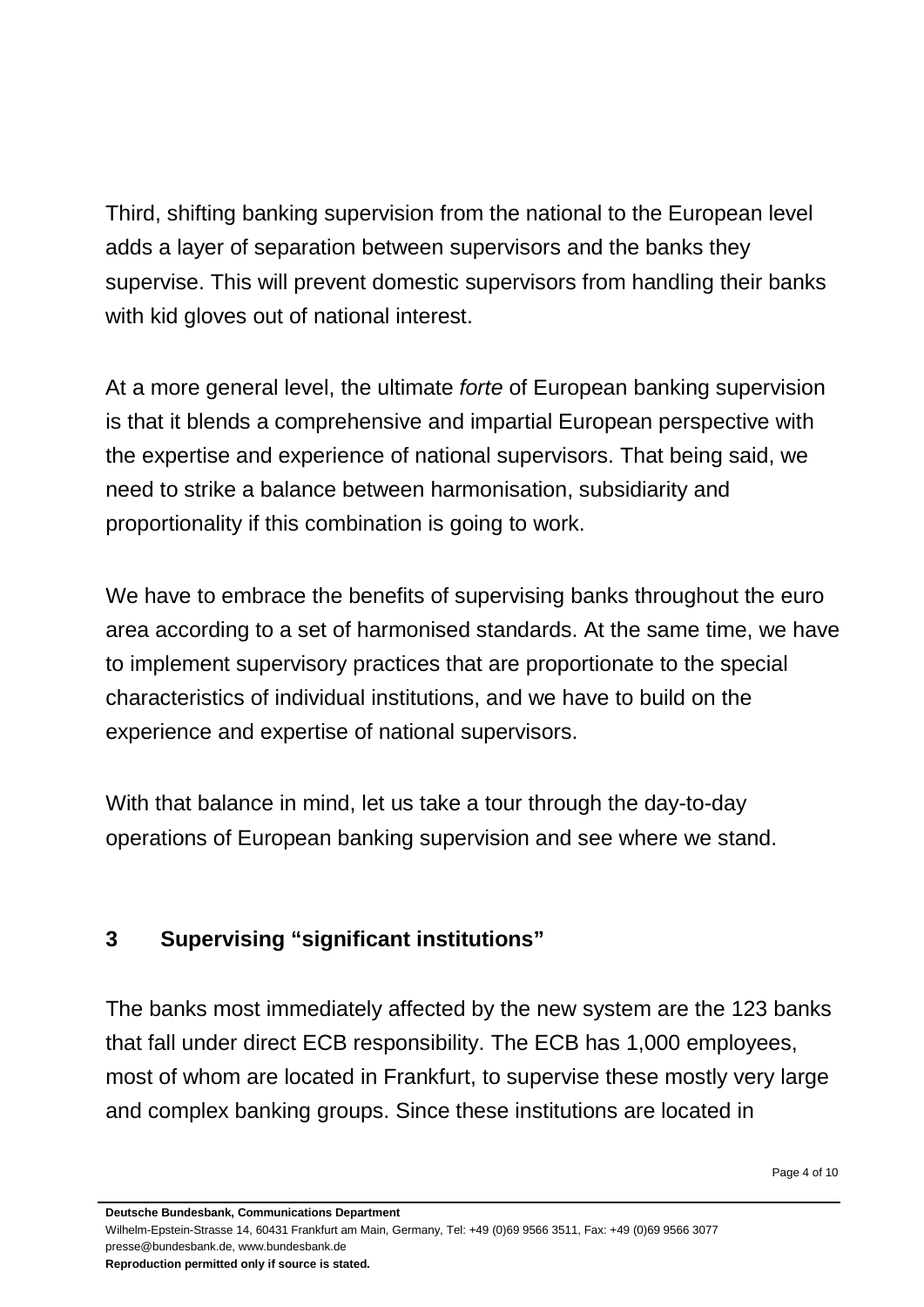Third, shifting banking supervision from the national to the European level adds a layer of separation between supervisors and the banks they supervise. This will prevent domestic supervisors from handling their banks with kid gloves out of national interest.

At a more general level, the ultimate *forte* of European banking supervision is that it blends a comprehensive and impartial European perspective with the expertise and experience of national supervisors. That being said, we need to strike a balance between harmonisation, subsidiarity and proportionality if this combination is going to work.

We have to embrace the benefits of supervising banks throughout the euro area according to a set of harmonised standards. At the same time, we have to implement supervisory practices that are proportionate to the special characteristics of individual institutions, and we have to build on the experience and expertise of national supervisors.

With that balance in mind, let us take a tour through the day-to-day operations of European banking supervision and see where we stand.

## 3 Supervising "significant institutions"

The banks most immediately affected by the new system are the 123 banks that fall under direct ECB responsibility. The ECB has 1,000 employees, most of whom are located in Frankfurt, to supervise these mostly very large and complex banking groups. Since these institutions are located in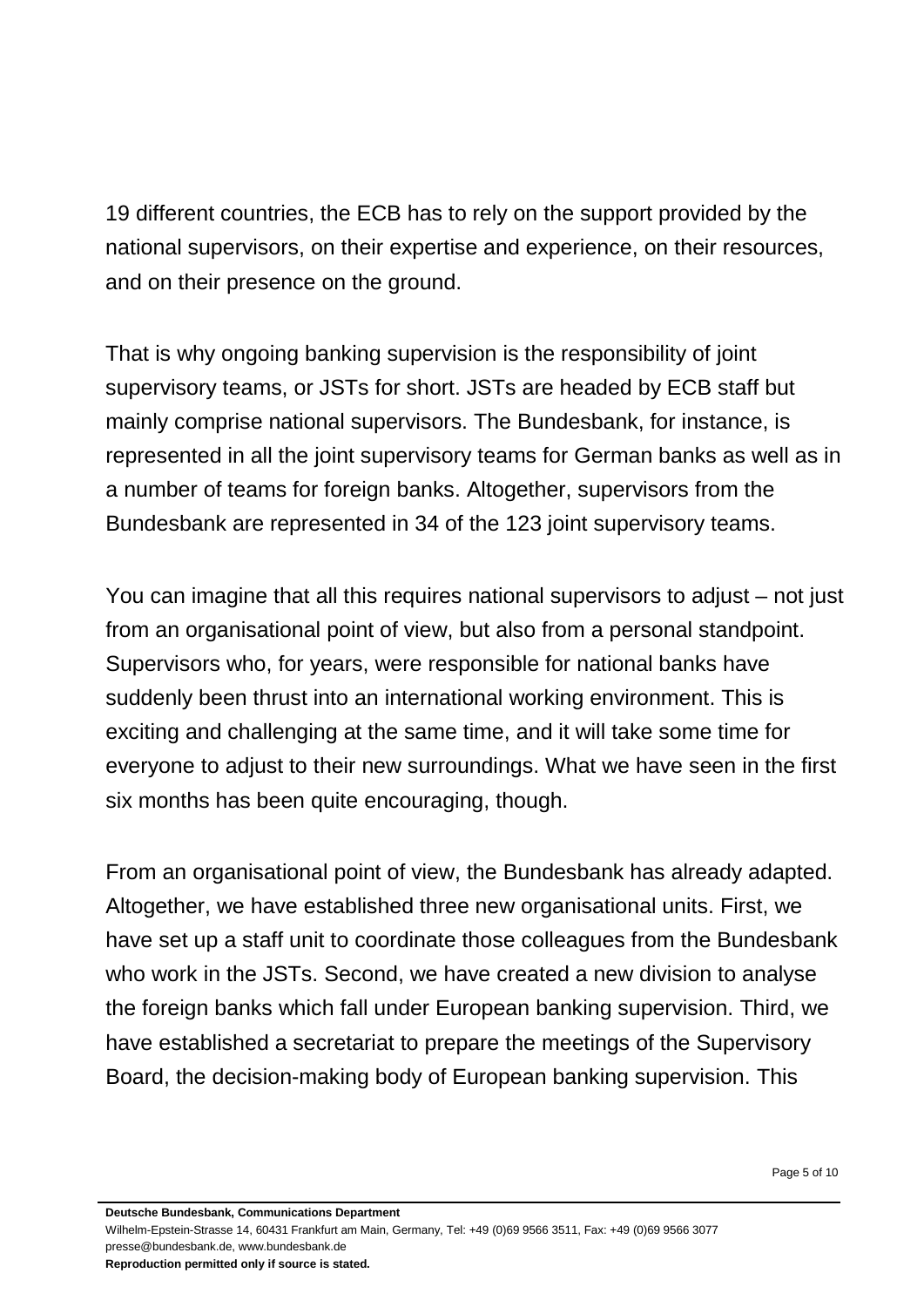19 different countries, the ECB has to rely on the support provided by the national supervisors, on their expertise and experience, on their resources, and on their presence on the ground.

That is why ongoing banking supervision is the responsibility of joint supervisory teams, or JSTs for short. JSTs are headed by ECB staff but mainly comprise national supervisors. The Bundesbank, for instance, is represented in all the joint supervisory teams for German banks as well as in a number of teams for foreign banks. Altogether, supervisors from the Bundesbank are represented in 34 of the 123 joint supervisory teams.

You can imagine that all this requires national supervisors to adjust – not just from an organisational point of view, but also from a personal standpoint. Supervisors who, for years, were responsible for national banks have suddenly been thrust into an international working environment. This is exciting and challenging at the same time, and it will take some time for everyone to adjust to their new surroundings. What we have seen in the first six months has been quite encouraging, though.

From an organisational point of view, the Bundesbank has already adapted. Altogether, we have established three new organisational units. First, we have set up a staff unit to coordinate those colleagues from the Bundesbank who work in the JSTs. Second, we have created a new division to analyse the foreign banks which fall under European banking supervision. Third, we have established a secretariat to prepare the meetings of the Supervisory Board, the decision-making body of European banking supervision. This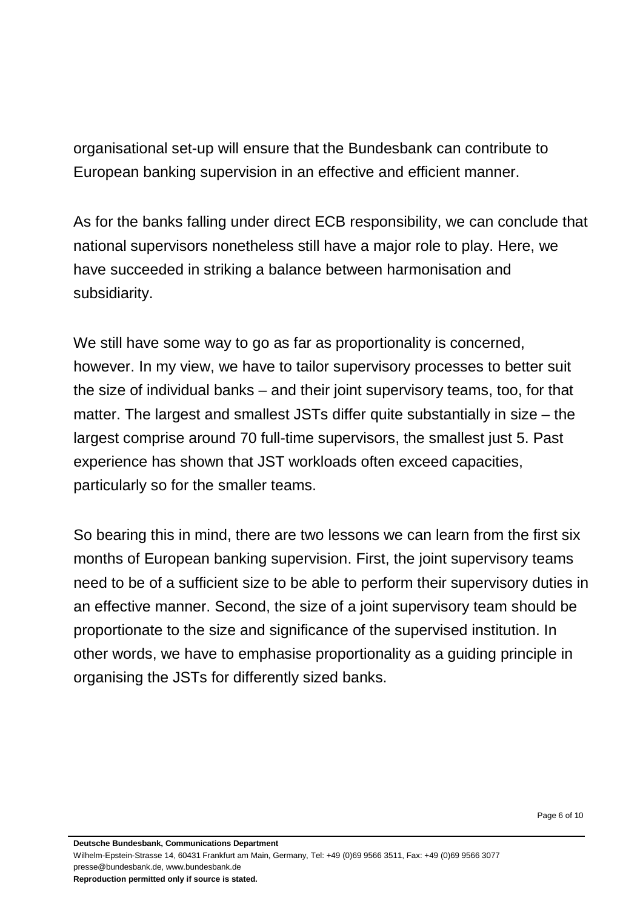organisational set-up will ensure that the Bundesbank can contribute to European banking supervision in an effective and efficient manner.

As for the banks falling under direct ECB responsibility, we can conclude that national supervisors nonetheless still have a major role to play. Here, we have succeeded in striking a balance between harmonisation and subsidiarity.

We still have some way to go as far as proportionality is concerned, however. In my view, we have to tailor supervisory processes to better suit the size of individual banks – and their joint supervisory teams, too, for that matter. The largest and smallest JSTs differ quite substantially in size – the largest comprise around 70 full-time supervisors, the smallest just 5. Past experience has shown that JST workloads often exceed capacities, particularly so for the smaller teams.

So bearing this in mind, there are two lessons we can learn from the first six months of European banking supervision. First, the joint supervisory teams need to be of a sufficient size to be able to perform their supervisory duties in an effective manner. Second, the size of a joint supervisory team should be proportionate to the size and significance of the supervised institution. In other words, we have to emphasise proportionality as a guiding principle in organising the JSTs for differently sized banks.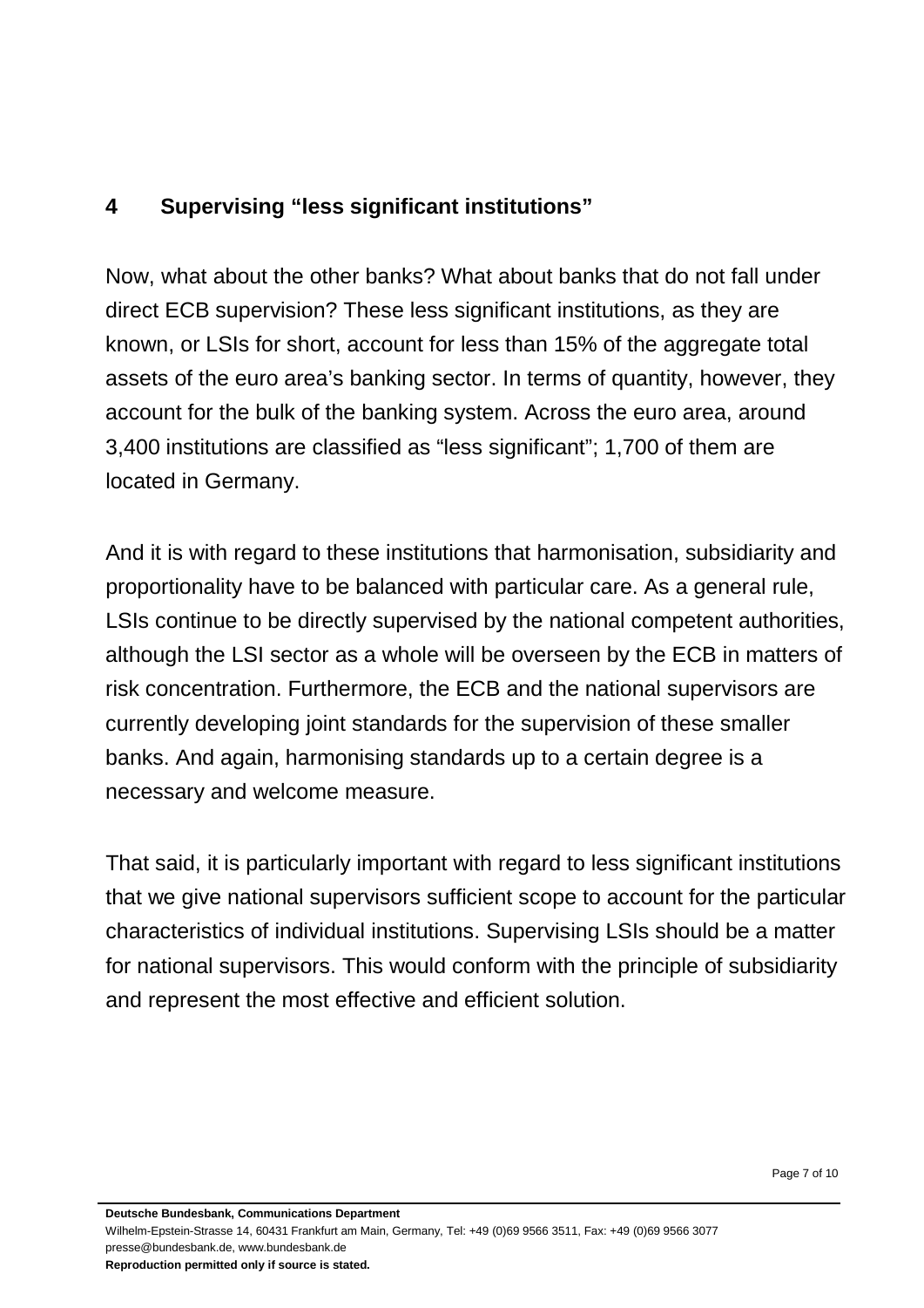## 4 Supervising "less significant institutions"

Now, what about the other banks? What about banks that do not fall under direct ECB supervision? These less significant institutions, as they are known, or LSIs for short, account for less than 15% of the aggregate total assets of the euro area's banking sector. In terms of quantity, however, they account for the bulk of the banking system. Across the euro area, around 3,400 institutions are classified as "less significant"; 1,700 of them are located in Germany.

And it is with regard to these institutions that harmonisation, subsidiarity and proportionality have to be balanced with particular care. As a general rule, LSIs continue to be directly supervised by the national competent authorities, although the LSI sector as a whole will be overseen by the ECB in matters of risk concentration. Furthermore, the ECB and the national supervisors are currently developing joint standards for the supervision of these smaller banks. And again, harmonising standards up to a certain degree is a necessary and welcome measure.

That said, it is particularly important with regard to less significant institutions that we give national supervisors sufficient scope to account for the particular characteristics of individual institutions. Supervising LSIs should be a matter for national supervisors. This would conform with the principle of subsidiarity and represent the most effective and efficient solution.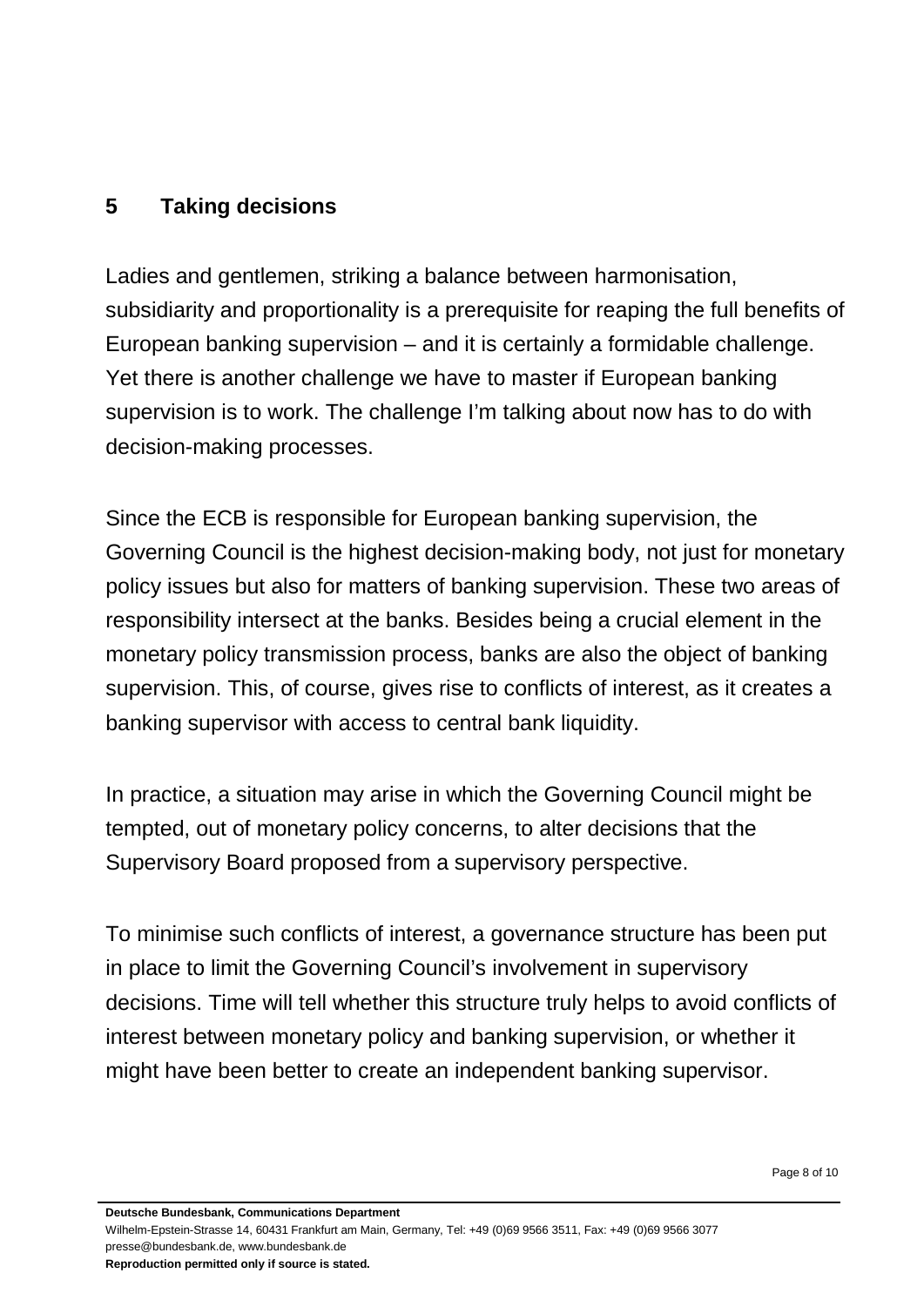## 5 Taking decisions

Ladies and gentlemen, striking a balance between harmonisation, subsidiarity and proportionality is a prerequisite for reaping the full benefits of European banking supervision – and it is certainly a formidable challenge. Yet there is another challenge we have to master if European banking supervision is to work. The challenge I'm talking about now has to do with decision-making processes.

Since the ECB is responsible for European banking supervision, the Governing Council is the highest decision-making body, not just for monetary policy issues but also for matters of banking supervision. These two areas of responsibility intersect at the banks. Besides being a crucial element in the monetary policy transmission process, banks are also the object of banking supervision. This, of course, gives rise to conflicts of interest, as it creates a banking supervisor with access to central bank liquidity.

In practice, a situation may arise in which the Governing Council might be tempted, out of monetary policy concerns, to alter decisions that the Supervisory Board proposed from a supervisory perspective.

To minimise such conflicts of interest, a governance structure has been put in place to limit the Governing Council's involvement in supervisory decisions. Time will tell whether this structure truly helps to avoid conflicts of interest between monetary policy and banking supervision, or whether it might have been better to create an independent banking supervisor.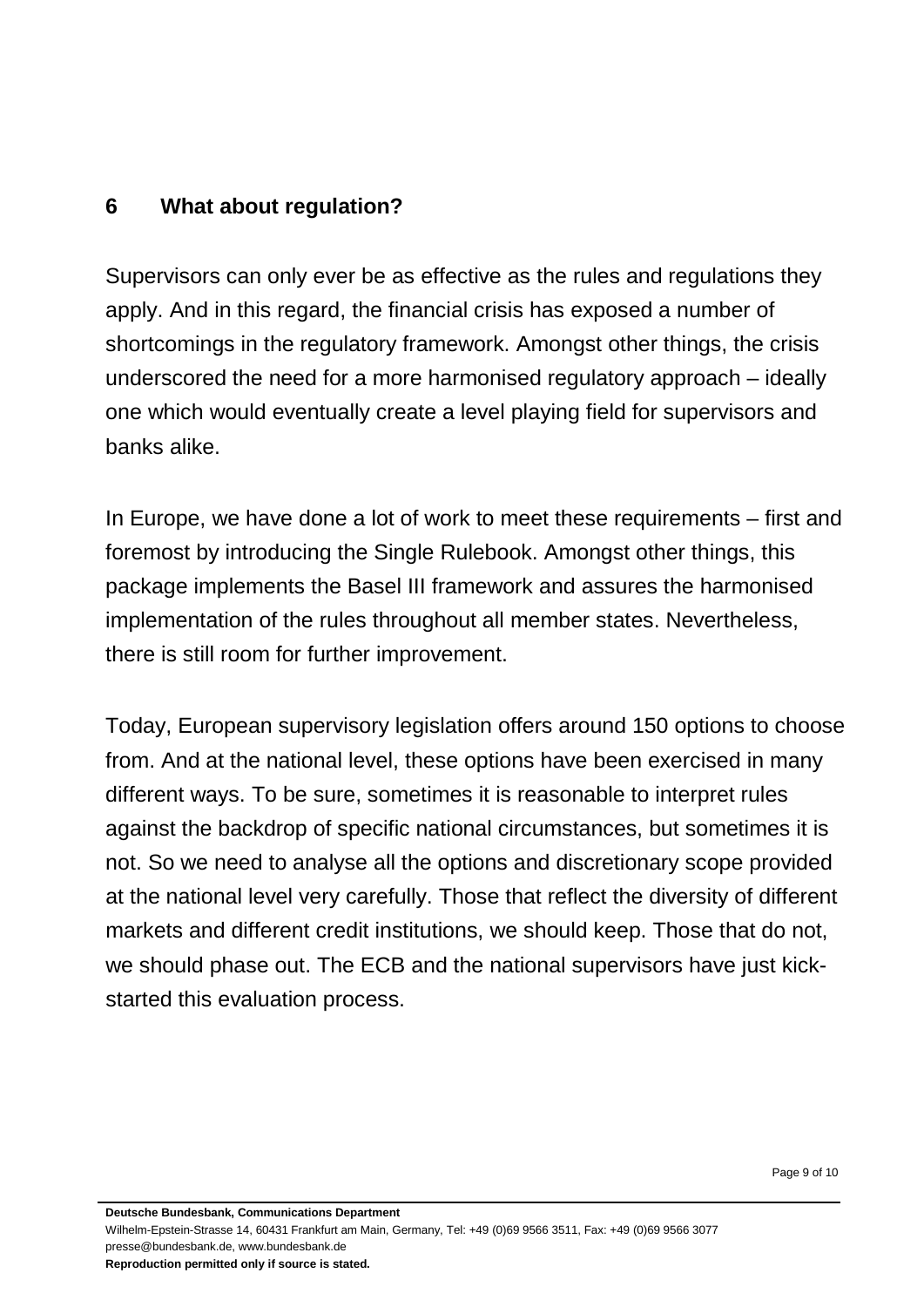## 6 What about regulation?

Supervisors can only ever be as effective as the rules and regulations they apply. And in this regard, the financial crisis has exposed a number of shortcomings in the regulatory framework. Amongst other things, the crisis underscored the need for a more harmonised regulatory approach – ideally one which would eventually create a level playing field for supervisors and banks alike.

In Europe, we have done a lot of work to meet these requirements – first and foremost by introducing the Single Rulebook. Amongst other things, this package implements the Basel III framework and assures the harmonised implementation of the rules throughout all member states. Nevertheless, there is still room for further improvement.

Today, European supervisory legislation offers around 150 options to choose from. And at the national level, these options have been exercised in many different ways. To be sure, sometimes it is reasonable to interpret rules against the backdrop of specific national circumstances, but sometimes it is not. So we need to analyse all the options and discretionary scope provided at the national level very carefully. Those that reflect the diversity of different markets and different credit institutions, we should keep. Those that do not, we should phase out. The ECB and the national supervisors have just kick-started this evaluation process.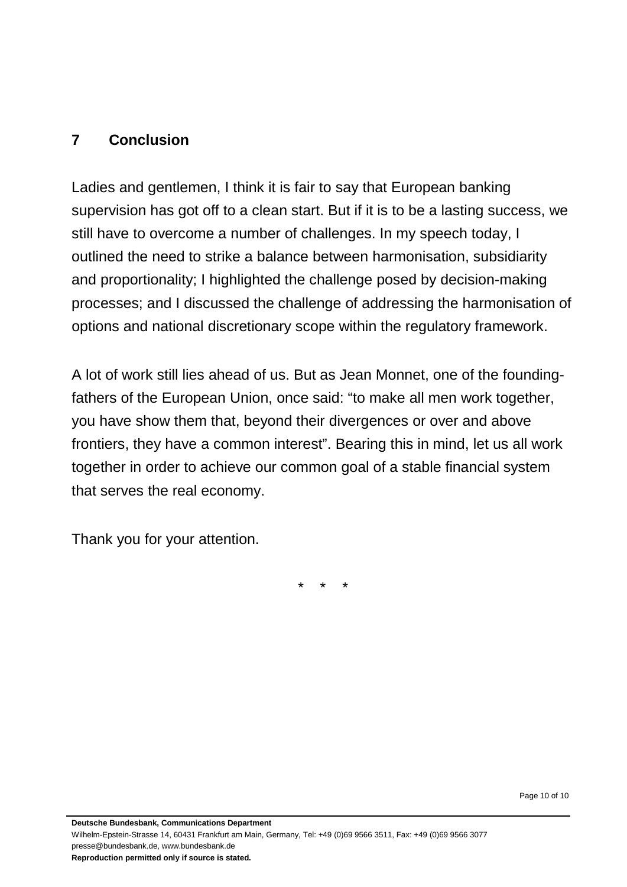## 7 Conclusion

Ladies and gentlemen, I think it is fair to say that European banking supervision has got off to a clean start. But if it is to be a lasting success, we still have to overcome a number of challenges. In my speech today, I outlined the need to strike a balance between harmonisation, subsidiarity and proportionality; I highlighted the challenge posed by decision-making processes; and I discussed the challenge of addressing the harmonisation of options and national discretionary scope within the regulatory framework.

A lot of work still lies ahead of us. But as Jean Monnet, one of the founding-fathers of the European Union, once said: "to make all men work together, you have show them that, beyond their divergences or over and above frontiers, they have a common interest". Bearing this in mind, let us all work together in order to achieve our common goal of a stable financial system that serves the real economy.

Thank you for your attention.

\* \* \*

**Deutsche Bundesbank, Communications Department**
Wilhelm-Epstein-Strasse 14, 60431 Frankfurt am Main, Germany, Tel: +49 (0)69 9566 3511, Fax: +49 (0)69 9566 3077
presse@bundesbank.de, www.bundesbank.de
**Reproduction permitted only if source is stated.**